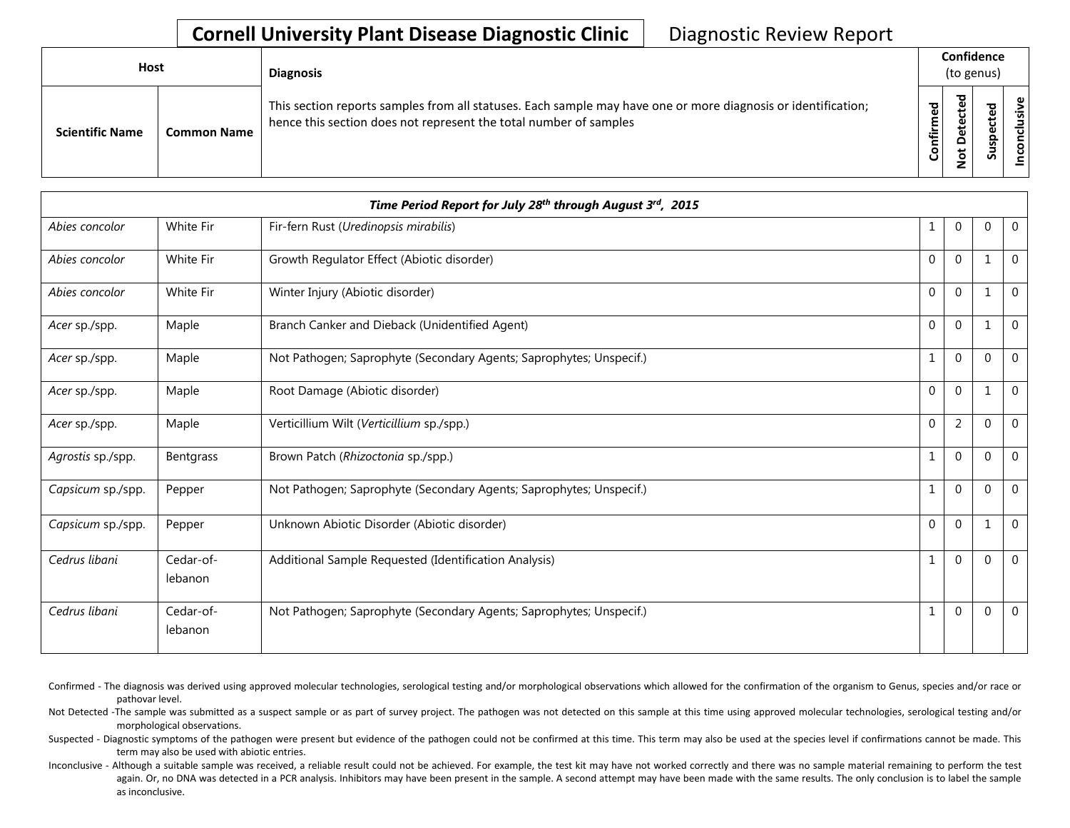**Cornell University Plant Disease Diagnostic Clinic** Diagnostic Review Report

| Host | | Diagnosis | Confidence (to genus) | | | |
|---|---|---|---|---|---|---|
| Scientific Name | Common Name | This section reports samples from all statuses. Each sample may have one or more diagnosis or identification; hence this section does not represent the total number of samples | Confirmed | Not Detected | Suspected | Inconclusive |

| *Time Period Report for July 28th through August 3rd, 2015* | | | | | | |
|---|---|---|---|---|---|---|
| *Abies concolor* | White Fir | Fir-fern Rust (*Uredinopsis mirabilis*) | 1 | 0 | 0 | 0 |
| *Abies concolor* | White Fir | Growth Regulator Effect (Abiotic disorder) | 0 | 0 | 1 | 0 |
| *Abies concolor* | White Fir | Winter Injury (Abiotic disorder) | 0 | 0 | 1 | 0 |
| *Acer* sp./spp. | Maple | Branch Canker and Dieback (Unidentified Agent) | 0 | 0 | 1 | 0 |
| *Acer* sp./spp. | Maple | Not Pathogen; Saprophyte (Secondary Agents; Saprophytes; Unspecif.) | 1 | 0 | 0 | 0 |
| *Acer* sp./spp. | Maple | Root Damage (Abiotic disorder) | 0 | 0 | 1 | 0 |
| *Acer* sp./spp. | Maple | Verticillium Wilt (*Verticillium* sp./spp.) | 0 | 2 | 0 | 0 |
| *Agrostis* sp./spp. | Bentgrass | Brown Patch (*Rhizoctonia* sp./spp.) | 1 | 0 | 0 | 0 |
| *Capsicum* sp./spp. | Pepper | Not Pathogen; Saprophyte (Secondary Agents; Saprophytes; Unspecif.) | 1 | 0 | 0 | 0 |
| *Capsicum* sp./spp. | Pepper | Unknown Abiotic Disorder (Abiotic disorder) | 0 | 0 | 1 | 0 |
| *Cedrus libani* | Cedar-of-lebanon | Additional Sample Requested (Identification Analysis) | 1 | 0 | 0 | 0 |
| *Cedrus libani* | Cedar-of-lebanon | Not Pathogen; Saprophyte (Secondary Agents; Saprophytes; Unspecif.) | 1 | 0 | 0 | 0 |

Confirmed - The diagnosis was derived using approved molecular technologies, serological testing and/or morphological observations which allowed for the confirmation of the organism to Genus, species and/or race or pathovar level.

Not Detected -The sample was submitted as a suspect sample or as part of survey project. The pathogen was not detected on this sample at this time using approved molecular technologies, serological testing and/or morphological observations.

Suspected - Diagnostic symptoms of the pathogen were present but evidence of the pathogen could not be confirmed at this time. This term may also be used at the species level if confirmations cannot be made. This term may also be used with abiotic entries.

Inconclusive - Although a suitable sample was received, a reliable result could not be achieved. For example, the test kit may have not worked correctly and there was no sample material remaining to perform the test again. Or, no DNA was detected in a PCR analysis. Inhibitors may have been present in the sample. A second attempt may have been made with the same results. The only conclusion is to label the sample as inconclusive.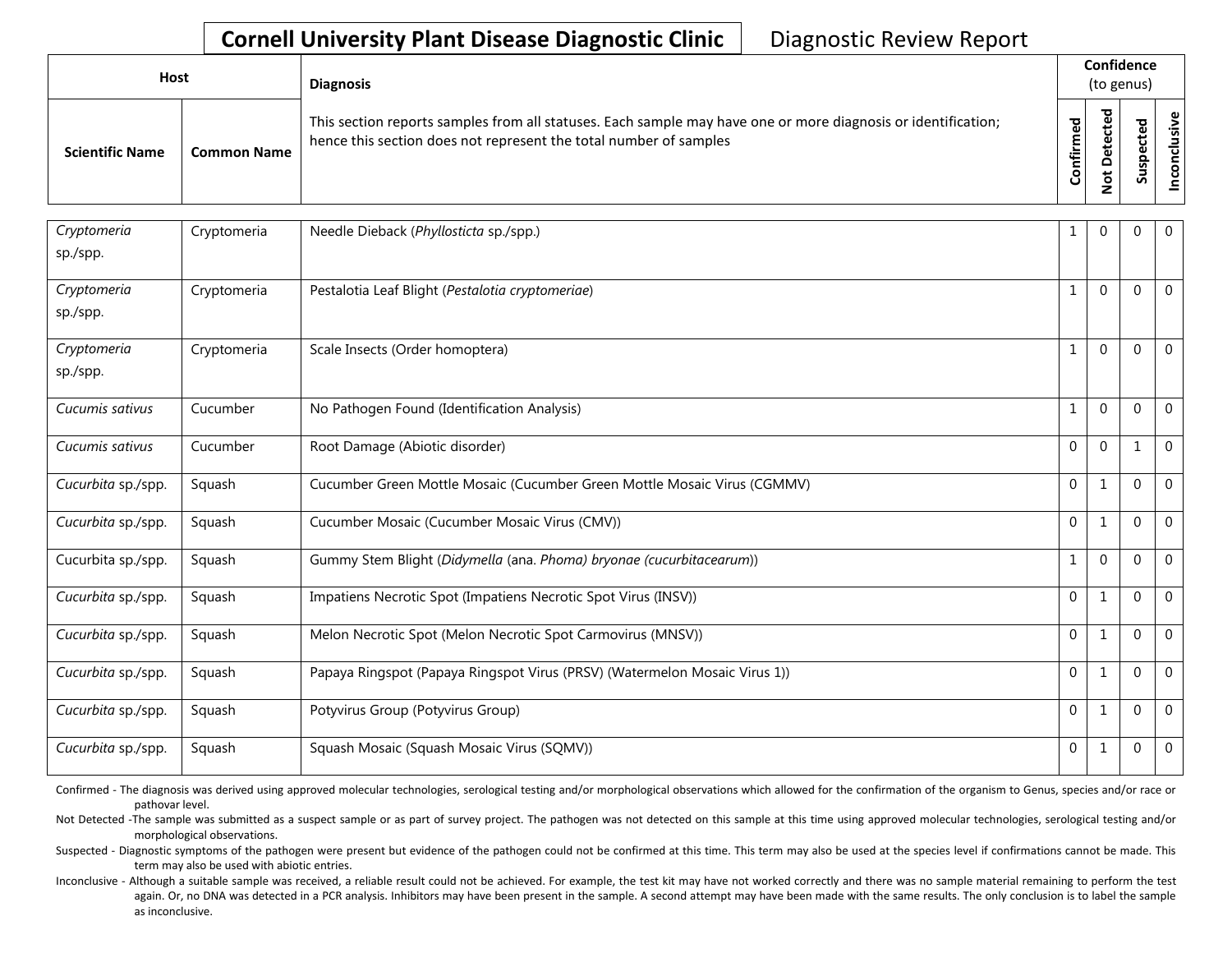**Cornell University Plant Disease Diagnostic Clinic** Diagnostic Review Report

| Host | | Diagnosis | Confidence (to genus) | | | |
|---|---|---|---|---|---|---|
| Scientific Name | Common Name | This section reports samples from all statuses. Each sample may have one or more diagnosis or identification; hence this section does not represent the total number of samples | Confirmed | Not Detected | Suspected | Inconclusive |
| *Cryptomeria* sp./spp. | Cryptomeria | Needle Dieback (*Phyllosticta* sp./spp.) | 1 | 0 | 0 | 0 |
| *Cryptomeria* sp./spp. | Cryptomeria | Pestalotia Leaf Blight (*Pestalotia cryptomeriae*) | 1 | 0 | 0 | 0 |
| *Cryptomeria* sp./spp. | Cryptomeria | Scale Insects (Order homoptera) | 1 | 0 | 0 | 0 |
| *Cucumis sativus* | Cucumber | No Pathogen Found (Identification Analysis) | 1 | 0 | 0 | 0 |
| *Cucumis sativus* | Cucumber | Root Damage (Abiotic disorder) | 0 | 0 | 1 | 0 |
| *Cucurbita* sp./spp. | Squash | Cucumber Green Mottle Mosaic (Cucumber Green Mottle Mosaic Virus (CGMMV) | 0 | 1 | 0 | 0 |
| *Cucurbita* sp./spp. | Squash | Cucumber Mosaic (Cucumber Mosaic Virus (CMV)) | 0 | 1 | 0 | 0 |
| Cucurbita sp./spp. | Squash | Gummy Stem Blight (*Didymella* (ana. *Phoma) bryonae (cucurbitacearum*)) | 1 | 0 | 0 | 0 |
| *Cucurbita* sp./spp. | Squash | Impatiens Necrotic Spot (Impatiens Necrotic Spot Virus (INSV)) | 0 | 1 | 0 | 0 |
| *Cucurbita* sp./spp. | Squash | Melon Necrotic Spot (Melon Necrotic Spot Carmovirus (MNSV)) | 0 | 1 | 0 | 0 |
| *Cucurbita* sp./spp. | Squash | Papaya Ringspot (Papaya Ringspot Virus (PRSV) (Watermelon Mosaic Virus 1)) | 0 | 1 | 0 | 0 |
| *Cucurbita* sp./spp. | Squash | Potyvirus Group (Potyvirus Group) | 0 | 1 | 0 | 0 |
| *Cucurbita* sp./spp. | Squash | Squash Mosaic (Squash Mosaic Virus (SQMV)) | 0 | 1 | 0 | 0 |

Confirmed - The diagnosis was derived using approved molecular technologies, serological testing and/or morphological observations which allowed for the confirmation of the organism to Genus, species and/or race or pathovar level.

Not Detected -The sample was submitted as a suspect sample or as part of survey project. The pathogen was not detected on this sample at this time using approved molecular technologies, serological testing and/or morphological observations.

Suspected - Diagnostic symptoms of the pathogen were present but evidence of the pathogen could not be confirmed at this time. This term may also be used at the species level if confirmations cannot be made. This term may also be used with abiotic entries.

Inconclusive - Although a suitable sample was received, a reliable result could not be achieved. For example, the test kit may have not worked correctly and there was no sample material remaining to perform the test again. Or, no DNA was detected in a PCR analysis. Inhibitors may have been present in the sample. A second attempt may have been made with the same results. The only conclusion is to label the sample as inconclusive.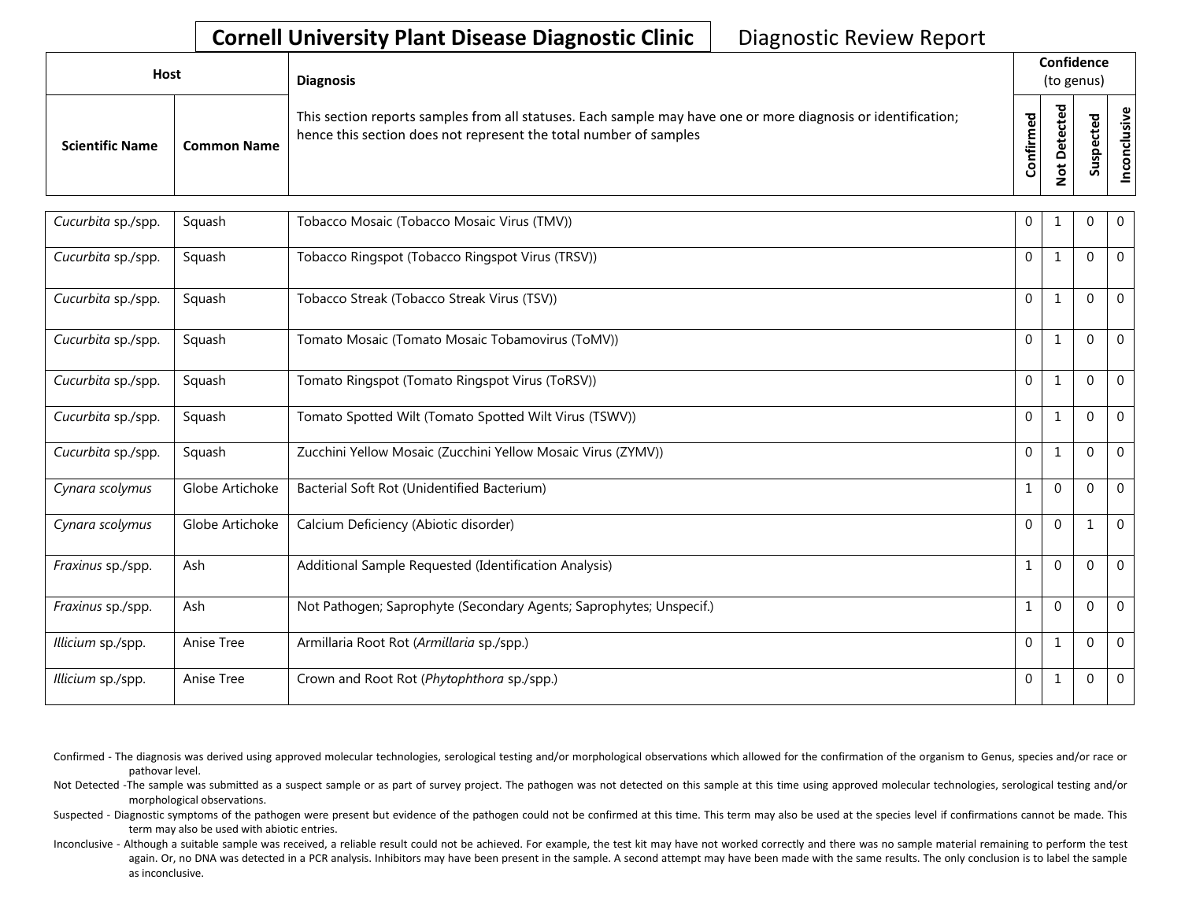# Cornell University Plant Disease Diagnostic Clinic

Diagnostic Review Report

| Host | | Diagnosis | Confidence (to genus) | | | |
|---|---|---|---|---|---|---|
| **Scientific Name** | **Common Name** | This section reports samples from all statuses. Each sample may have one or more diagnosis or identification; hence this section does not represent the total number of samples | **Confirmed** | **Not Detected** | **Suspected** | **Inconclusive** |
| *Cucurbita* sp./spp. | Squash | Tobacco Mosaic (Tobacco Mosaic Virus (TMV)) | 0 | 1 | 0 | 0 |
| *Cucurbita* sp./spp. | Squash | Tobacco Ringspot (Tobacco Ringspot Virus (TRSV)) | 0 | 1 | 0 | 0 |
| *Cucurbita* sp./spp. | Squash | Tobacco Streak (Tobacco Streak Virus (TSV)) | 0 | 1 | 0 | 0 |
| *Cucurbita* sp./spp. | Squash | Tomato Mosaic (Tomato Mosaic Tobamovirus (ToMV)) | 0 | 1 | 0 | 0 |
| *Cucurbita* sp./spp. | Squash | Tomato Ringspot (Tomato Ringspot Virus (ToRSV)) | 0 | 1 | 0 | 0 |
| *Cucurbita* sp./spp. | Squash | Tomato Spotted Wilt (Tomato Spotted Wilt Virus (TSWV)) | 0 | 1 | 0 | 0 |
| *Cucurbita* sp./spp. | Squash | Zucchini Yellow Mosaic (Zucchini Yellow Mosaic Virus (ZYMV)) | 0 | 1 | 0 | 0 |
| *Cynara scolymus* | Globe Artichoke | Bacterial Soft Rot (Unidentified Bacterium) | 1 | 0 | 0 | 0 |
| *Cynara scolymus* | Globe Artichoke | Calcium Deficiency (Abiotic disorder) | 0 | 0 | 1 | 0 |
| *Fraxinus* sp./spp. | Ash | Additional Sample Requested (Identification Analysis) | 1 | 0 | 0 | 0 |
| *Fraxinus* sp./spp. | Ash | Not Pathogen; Saprophyte (Secondary Agents; Saprophytes; Unspecif.) | 1 | 0 | 0 | 0 |
| *Illicium* sp./spp. | Anise Tree | Armillaria Root Rot (*Armillaria* sp./spp.) | 0 | 1 | 0 | 0 |
| *Illicium* sp./spp. | Anise Tree | Crown and Root Rot (*Phytophthora* sp./spp.) | 0 | 1 | 0 | 0 |

Confirmed - The diagnosis was derived using approved molecular technologies, serological testing and/or morphological observations which allowed for the confirmation of the organism to Genus, species and/or race or pathovar level.

Not Detected -The sample was submitted as a suspect sample or as part of survey project. The pathogen was not detected on this sample at this time using approved molecular technologies, serological testing and/or morphological observations.

Suspected - Diagnostic symptoms of the pathogen were present but evidence of the pathogen could not be confirmed at this time. This term may also be used at the species level if confirmations cannot be made. This term may also be used with abiotic entries.

Inconclusive - Although a suitable sample was received, a reliable result could not be achieved. For example, the test kit may have not worked correctly and there was no sample material remaining to perform the test again. Or, no DNA was detected in a PCR analysis. Inhibitors may have been present in the sample. A second attempt may have been made with the same results. The only conclusion is to label the sample as inconclusive.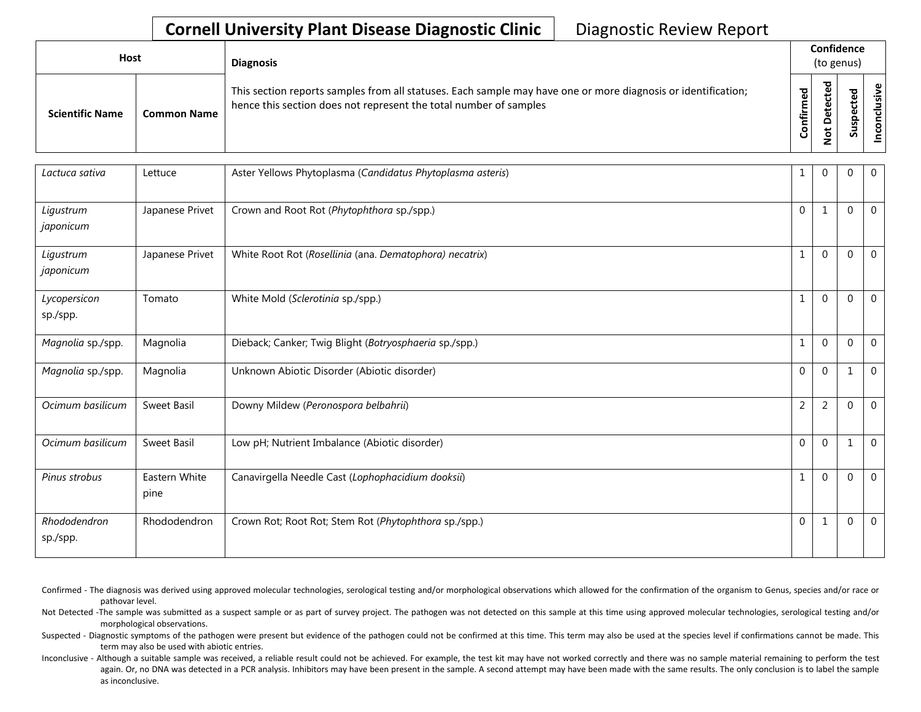**Cornell University Plant Disease Diagnostic Clinic** Diagnostic Review Report

| Host | | Diagnosis | Confidence (to genus) | | | |
|---|---|---|---|---|---|---|
| Scientific Name | Common Name | This section reports samples from all statuses. Each sample may have one or more diagnosis or identification; hence this section does not represent the total number of samples | Confirmed | Not Detected | Suspected | Inconclusive |
| *Lactuca sativa* | Lettuce | Aster Yellows Phytoplasma (*Candidatus Phytoplasma asteris*) | 1 | 0 | 0 | 0 |
| *Ligustrum japonicum* | Japanese Privet | Crown and Root Rot (*Phytophthora* sp./spp.) | 0 | 1 | 0 | 0 |
| *Ligustrum japonicum* | Japanese Privet | White Root Rot (*Rosellinia* (ana. *Dematophora) necatrix*) | 1 | 0 | 0 | 0 |
| *Lycopersicon* sp./spp. | Tomato | White Mold (*Sclerotinia* sp./spp.) | 1 | 0 | 0 | 0 |
| *Magnolia* sp./spp. | Magnolia | Dieback; Canker; Twig Blight (*Botryosphaeria* sp./spp.) | 1 | 0 | 0 | 0 |
| *Magnolia* sp./spp. | Magnolia | Unknown Abiotic Disorder (Abiotic disorder) | 0 | 0 | 1 | 0 |
| *Ocimum basilicum* | Sweet Basil | Downy Mildew (*Peronospora belbahrii*) | 2 | 2 | 0 | 0 |
| *Ocimum basilicum* | Sweet Basil | Low pH; Nutrient Imbalance (Abiotic disorder) | 0 | 0 | 1 | 0 |
| *Pinus strobus* | Eastern White pine | Canavirgella Needle Cast (*Lophophacidium dooksii*) | 1 | 0 | 0 | 0 |
| *Rhododendron* sp./spp. | Rhododendron | Crown Rot; Root Rot; Stem Rot (*Phytophthora* sp./spp.) | 0 | 1 | 0 | 0 |

Confirmed - The diagnosis was derived using approved molecular technologies, serological testing and/or morphological observations which allowed for the confirmation of the organism to Genus, species and/or race or pathovar level.

Not Detected -The sample was submitted as a suspect sample or as part of survey project. The pathogen was not detected on this sample at this time using approved molecular technologies, serological testing and/or morphological observations.

Suspected - Diagnostic symptoms of the pathogen were present but evidence of the pathogen could not be confirmed at this time. This term may also be used at the species level if confirmations cannot be made. This term may also be used with abiotic entries.

Inconclusive - Although a suitable sample was received, a reliable result could not be achieved. For example, the test kit may have not worked correctly and there was no sample material remaining to perform the test again. Or, no DNA was detected in a PCR analysis. Inhibitors may have been present in the sample. A second attempt may have been made with the same results. The only conclusion is to label the sample as inconclusive.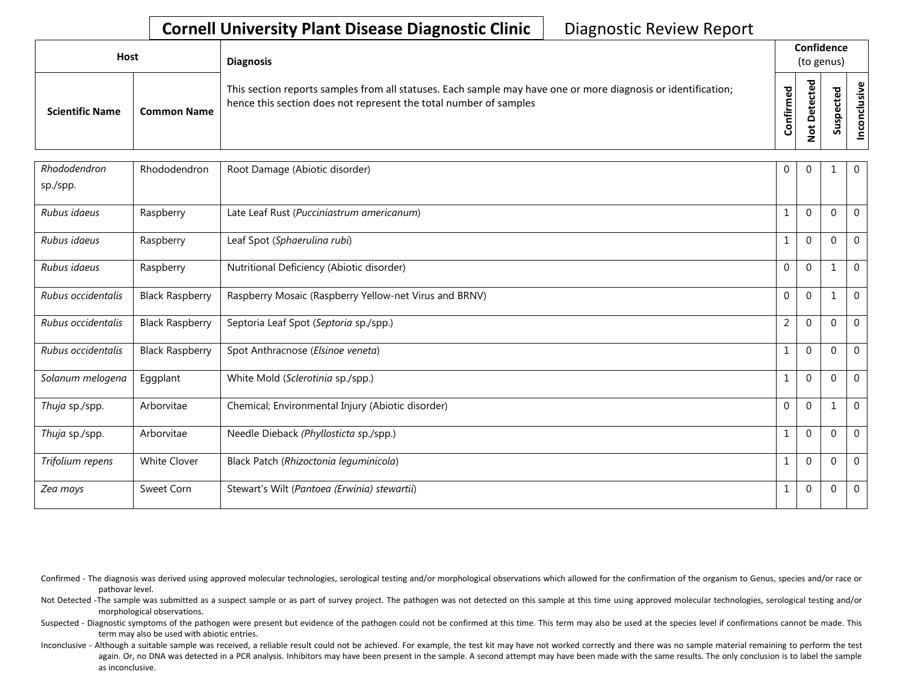**Cornell University Plant Disease Diagnostic Clinic** Diagnostic Review Report

| Host | | Diagnosis | Confidence (to genus) | | | |
|---|---|---|---|---|---|---|
| Scientific Name | Common Name | This section reports samples from all statuses. Each sample may have one or more diagnosis or identification; hence this section does not represent the total number of samples | Confirmed | Not Detected | Suspected | Inconclusive |
| *Rhododendron* sp./spp. | Rhododendron | Root Damage (Abiotic disorder) | 0 | 0 | 1 | 0 |
| *Rubus idaeus* | Raspberry | Late Leaf Rust (*Pucciniastrum americanum*) | 1 | 0 | 0 | 0 |
| *Rubus idaeus* | Raspberry | Leaf Spot (*Sphaerulina rubi*) | 1 | 0 | 0 | 0 |
| *Rubus idaeus* | Raspberry | Nutritional Deficiency (Abiotic disorder) | 0 | 0 | 1 | 0 |
| *Rubus occidentalis* | Black Raspberry | Raspberry Mosaic (Raspberry Yellow-net Virus and BRNV) | 0 | 0 | 1 | 0 |
| *Rubus occidentalis* | Black Raspberry | Septoria Leaf Spot (*Septoria* sp./spp.) | 2 | 0 | 0 | 0 |
| *Rubus occidentalis* | Black Raspberry | Spot Anthracnose (*Elsinoe veneta*) | 1 | 0 | 0 | 0 |
| *Solanum melogena* | Eggplant | White Mold (*Sclerotinia* sp./spp.) | 1 | 0 | 0 | 0 |
| *Thuja* sp./spp. | Arborvitae | Chemical; Environmental Injury (Abiotic disorder) | 0 | 0 | 1 | 0 |
| *Thuja* sp./spp. | Arborvitae | Needle Dieback *(Phyllosticta* sp./spp.) | 1 | 0 | 0 | 0 |
| *Trifolium repens* | White Clover | Black Patch (*Rhizoctonia leguminicola*) | 1 | 0 | 0 | 0 |
| *Zea mays* | Sweet Corn | Stewart's Wilt (*Pantoea (Erwinia) stewartii*) | 1 | 0 | 0 | 0 |

Confirmed - The diagnosis was derived using approved molecular technologies, serological testing and/or morphological observations which allowed for the confirmation of the organism to Genus, species and/or race or pathovar level.

Not Detected -The sample was submitted as a suspect sample or as part of survey project. The pathogen was not detected on this sample at this time using approved molecular technologies, serological testing and/or morphological observations.

Suspected - Diagnostic symptoms of the pathogen were present but evidence of the pathogen could not be confirmed at this time. This term may also be used at the species level if confirmations cannot be made. This term may also be used with abiotic entries.

Inconclusive - Although a suitable sample was received, a reliable result could not be achieved. For example, the test kit may have not worked correctly and there was no sample material remaining to perform the test again. Or, no DNA was detected in a PCR analysis. Inhibitors may have been present in the sample. A second attempt may have been made with the same results. The only conclusion is to label the sample as inconclusive.